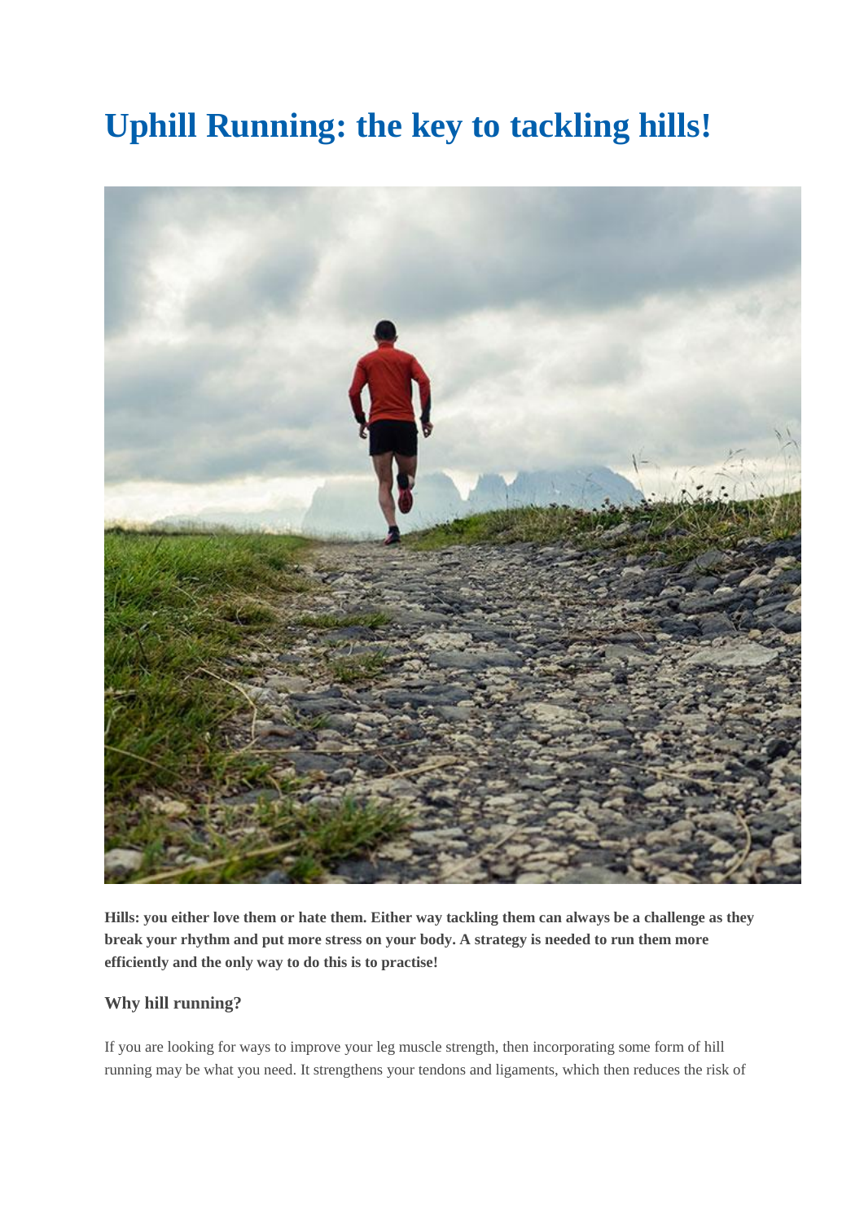# Uphill Running: the key to tackling hills!

**Hills: you either love them or hate them. Either way tackling them can always be a challenge as they break your rhythm and put more stress on your body. A strategy is needed to run them more efficiently and the only way to do this is to practise!**

### Why hill running?

If you are looking for ways to improve your leg muscle strength, then incorporating some form of hill running may be what you need. It strengthens your tendons and ligaments, which then reduces the risk of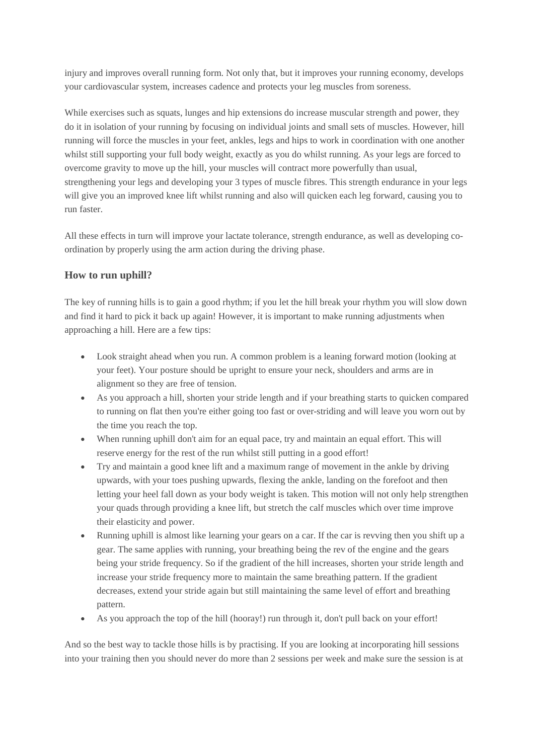injury and improves overall running form. Not only that, but it improves your running economy, develops your cardiovascular system, increases cadence and protects your leg muscles from soreness.

While exercises such as squats, lunges and hip extensions do increase muscular strength and power, they do it in isolation of your running by focusing on individual joints and small sets of muscles. However, hill running will force the muscles in your feet, ankles, legs and hips to work in coordination with one another whilst still supporting your full body weight, exactly as you do whilst running. As your legs are forced to overcome gravity to move up the hill, your muscles will contract more powerfully than usual, strengthening your legs and developing your 3 types of muscle fibres. This strength endurance in your legs will give you an improved knee lift whilst running and also will quicken each leg forward, causing you to run faster.

All these effects in turn will improve your lactate tolerance, strength endurance, as well as developing co-ordination by properly using the arm action during the driving phase.

### How to run uphill?

The key of running hills is to gain a good rhythm; if you let the hill break your rhythm you will slow down and find it hard to pick it back up again! However, it is important to make running adjustments when approaching a hill. Here are a few tips:

- Look straight ahead when you run. A common problem is a leaning forward motion (looking at your feet). Your posture should be upright to ensure your neck, shoulders and arms are in alignment so they are free of tension.
- As you approach a hill, shorten your stride length and if your breathing starts to quicken compared to running on flat then you're either going too fast or over-striding and will leave you worn out by the time you reach the top.
- When running uphill don't aim for an equal pace, try and maintain an equal effort. This will reserve energy for the rest of the run whilst still putting in a good effort!
- Try and maintain a good knee lift and a maximum range of movement in the ankle by driving upwards, with your toes pushing upwards, flexing the ankle, landing on the forefoot and then letting your heel fall down as your body weight is taken. This motion will not only help strengthen your quads through providing a knee lift, but stretch the calf muscles which over time improve their elasticity and power.
- Running uphill is almost like learning your gears on a car. If the car is revving then you shift up a gear. The same applies with running, your breathing being the rev of the engine and the gears being your stride frequency. So if the gradient of the hill increases, shorten your stride length and increase your stride frequency more to maintain the same breathing pattern. If the gradient decreases, extend your stride again but still maintaining the same level of effort and breathing pattern.
- As you approach the top of the hill (hooray!) run through it, don't pull back on your effort!

And so the best way to tackle those hills is by practising. If you are looking at incorporating hill sessions into your training then you should never do more than 2 sessions per week and make sure the session is at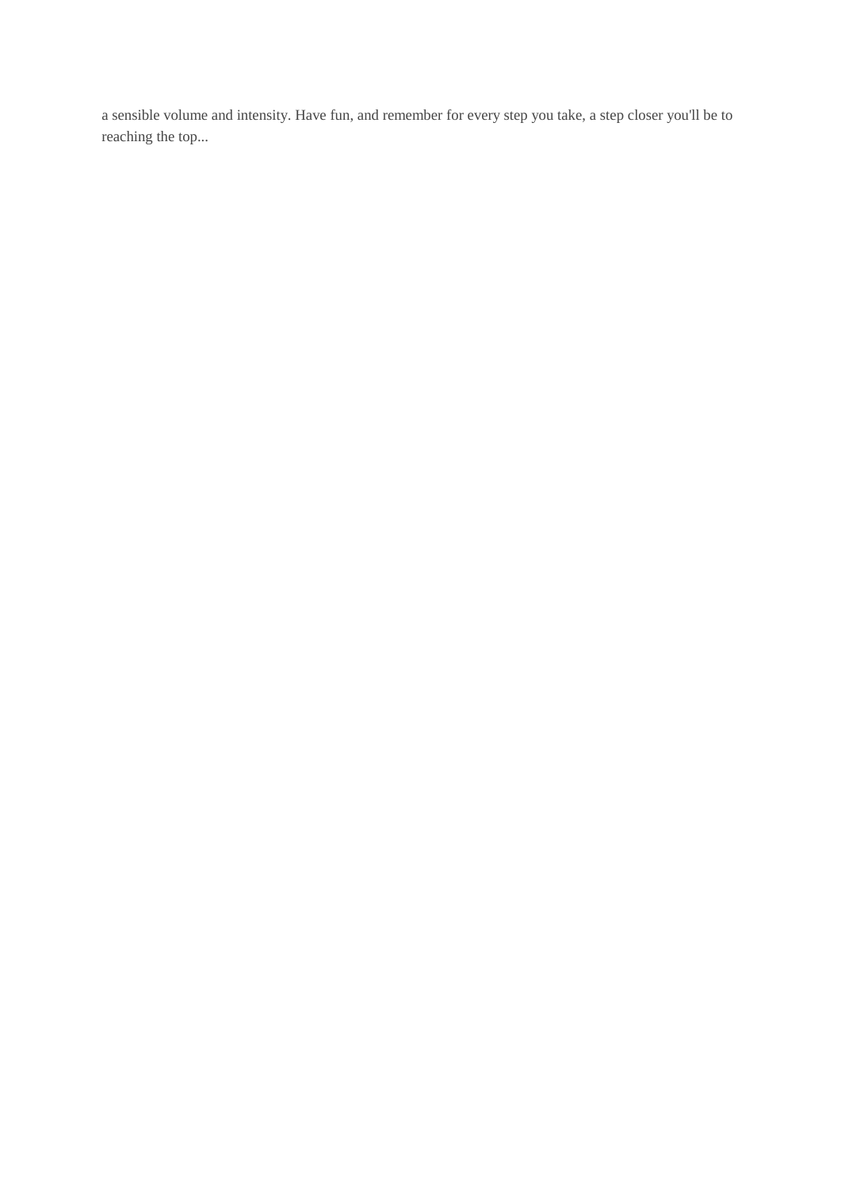a sensible volume and intensity. Have fun, and remember for every step you take, a step closer you'll be to reaching the top...